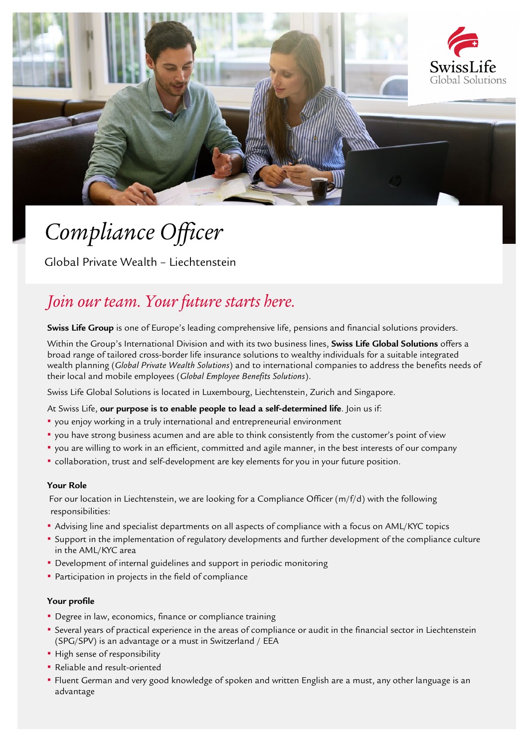SwissLife
Global Solutions

# *Compliance Officer*

Global Private Wealth – Liechtenstein

## *Join our team. Your future starts here.*

**Swiss Life Group** is one of Europe's leading comprehensive life, pensions and financial solutions providers.

Within the Group's International Division and with its two business lines, **Swiss Life Global Solutions** offers a broad range of tailored cross-border life insurance solutions to wealthy individuals for a suitable integrated wealth planning (*Global Private Wealth Solutions*) and to international companies to address the benefits needs of their local and mobile employees (*Global Employee Benefits Solutions*).

Swiss Life Global Solutions is located in Luxembourg, Liechtenstein, Zurich and Singapore.

At Swiss Life, **our purpose is to enable people to lead a self-determined life**. Join us if:

- you enjoy working in a truly international and entrepreneurial environment
- you have strong business acumen and are able to think consistently from the customer's point of view
- you are willing to work in an efficient, committed and agile manner, in the best interests of our company
- collaboration, trust and self-development are key elements for you in your future position.

### Your Role

For our location in Liechtenstein, we are looking for a Compliance Officer (m/f/d) with the following responsibilities:

- Advising line and specialist departments on all aspects of compliance with a focus on AML/KYC topics
- Support in the implementation of regulatory developments and further development of the compliance culture in the AML/KYC area
- Development of internal guidelines and support in periodic monitoring
- Participation in projects in the field of compliance

### Your profile

- Degree in law, economics, finance or compliance training
- Several years of practical experience in the areas of compliance or audit in the financial sector in Liechtenstein (SPG/SPV) is an advantage or a must in Switzerland / EEA
- High sense of responsibility
- Reliable and result-oriented
- Fluent German and very good knowledge of spoken and written English are a must, any other language is an advantage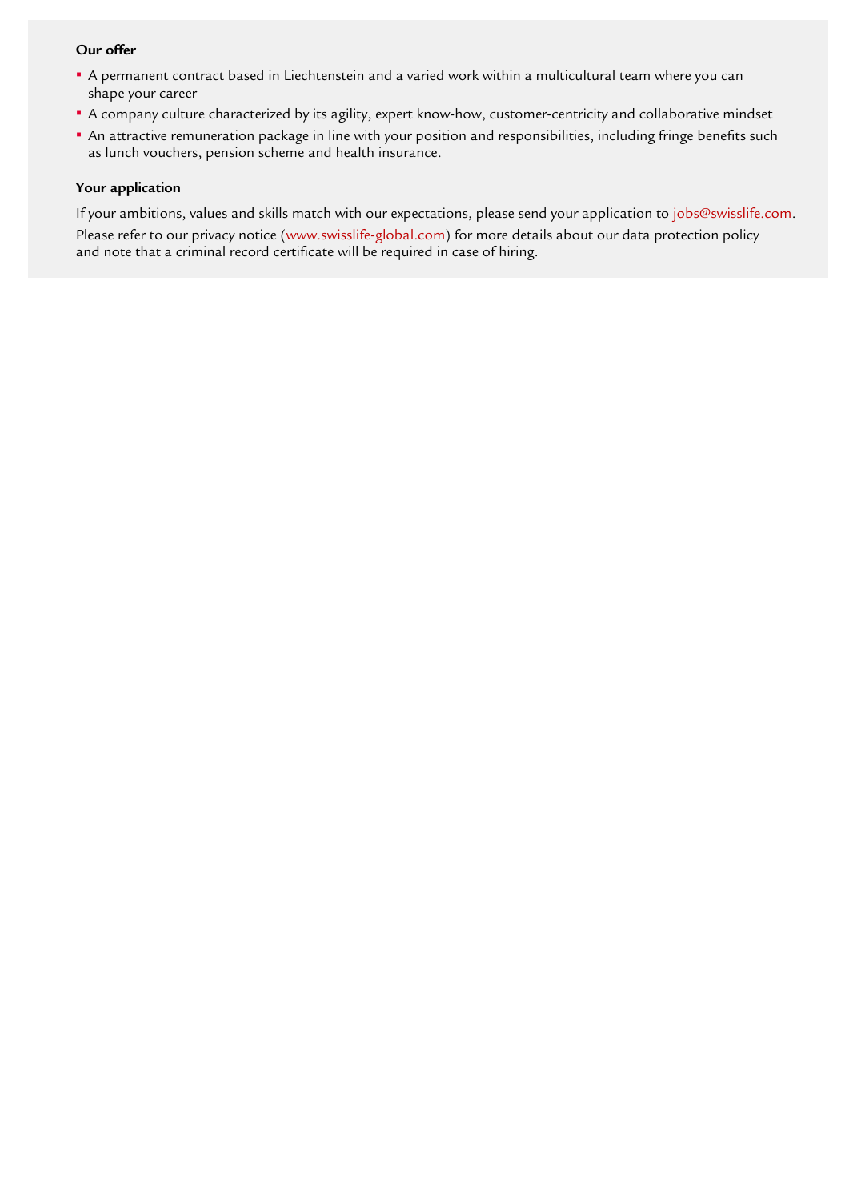**Our offer**

- A permanent contract based in Liechtenstein and a varied work within a multicultural team where you can shape your career
- A company culture characterized by its agility, expert know-how, customer-centricity and collaborative mindset
- An attractive remuneration package in line with your position and responsibilities, including fringe benefits such as lunch vouchers, pension scheme and health insurance.

**Your application**

If your ambitions, values and skills match with our expectations, please send your application to jobs@swisslife.com.

Please refer to our privacy notice (www.swisslife-global.com) for more details about our data protection policy and note that a criminal record certificate will be required in case of hiring.